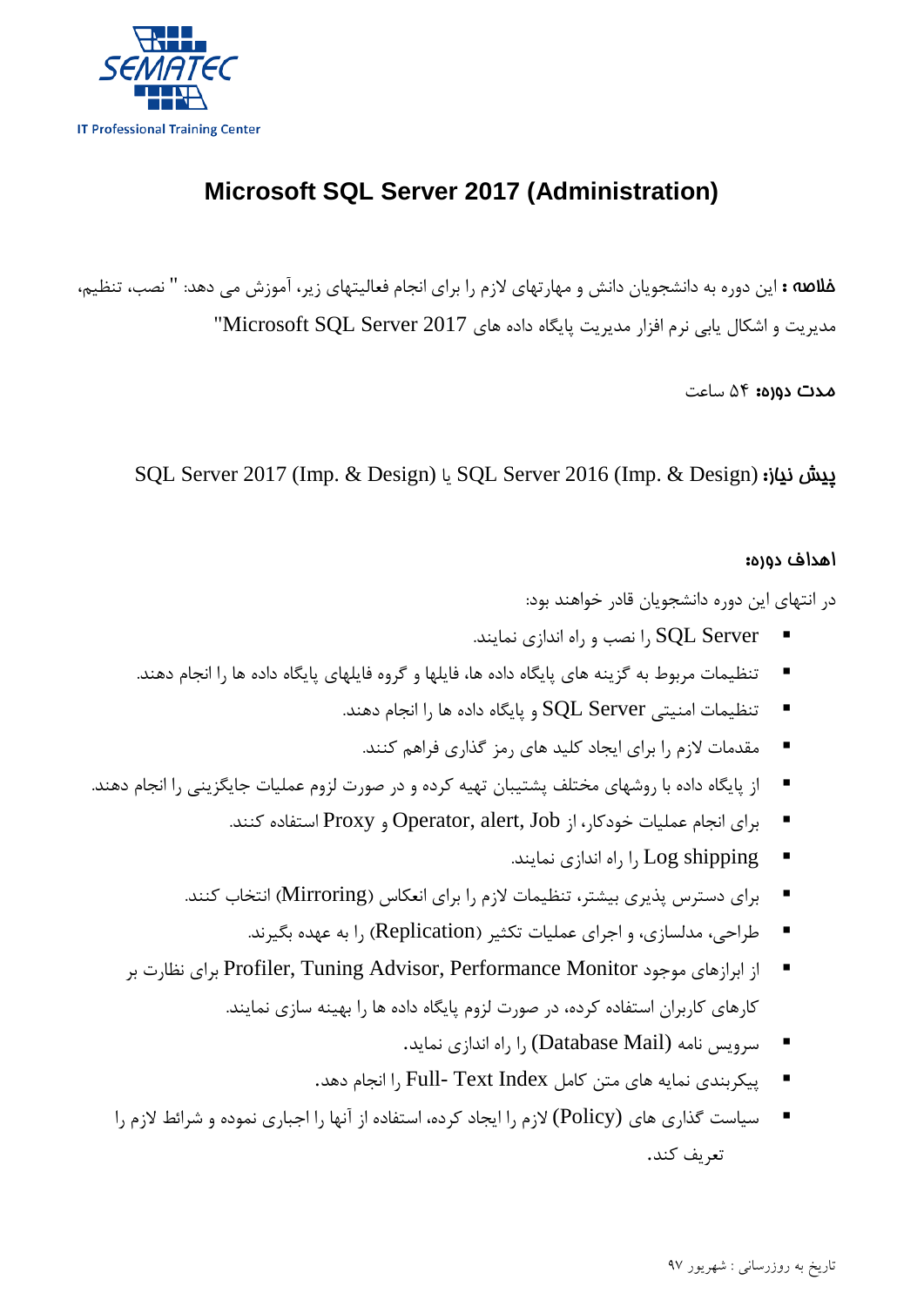SEMATEC
IT Professional Training Center

# Microsoft SQL Server 2017 (Administration)

**خلاصه :** این دوره به دانشجویان دانش و مهارتهای لازم را برای انجام فعالیتهای زیر، آموزش می دهد: " نصب، تنظیم، مدیریت و اشکال یابی نرم افزار مدیریت پایگاه داده های Microsoft SQL Server 2017"

**مدت دوره:** ۵۴ ساعت

**پیش نیاز:** SQL Server 2016 (Imp. & Design) یا SQL Server 2017 (Imp. & Design)

**اهداف دوره:**

در انتهای این دوره دانشجویان قادر خواهند بود:

- SQL Server را نصب و راه اندازی نمایند.
- تنظیمات مربوط به گزینه های پایگاه داده ها، فایلها و گروه فایلهای پایگاه داده ها را انجام دهند.
- تنظیمات امنیتی SQL Server و پایگاه داده ها را انجام دهند.
- مقدمات لازم را برای ایجاد کلید های رمز گذاری فراهم کنند.
- از پایگاه داده با روشهای مختلف پشتیبان تهیه کرده و در صورت لزوم عملیات جایگزینی را انجام دهند.
- برای انجام عملیات خودکار، از Operator, alert, Job و Proxy استفاده کنند.
- Log shipping را راه اندازی نمایند.
- برای دسترس پذیری بیشتر، تنظیمات لازم را برای انعکاس (Mirroring) انتخاب کنند.
- طراحی، مدلسازی، و اجرای عملیات تکثیر (Replication) را به عهده بگیرند.
- از ابزارهای موجود Profiler, Tuning Advisor, Performance Monitor برای نظارت بر کارهای کاربران استفاده کرده، در صورت لزوم پایگاه داده ها را بهینه سازی نمایند.
- سرویس نامه (Database Mail) را راه اندازی نماید.
- پیکربندی نمایه های متن کامل Full- Text Index را انجام دهد.
- سیاست گذاری های (Policy) لازم را ایجاد کرده، استفاده از آنها را اجباری نموده و شرائط لازم را تعریف کند.

تاریخ به روزرسانی : شهریور ۹۷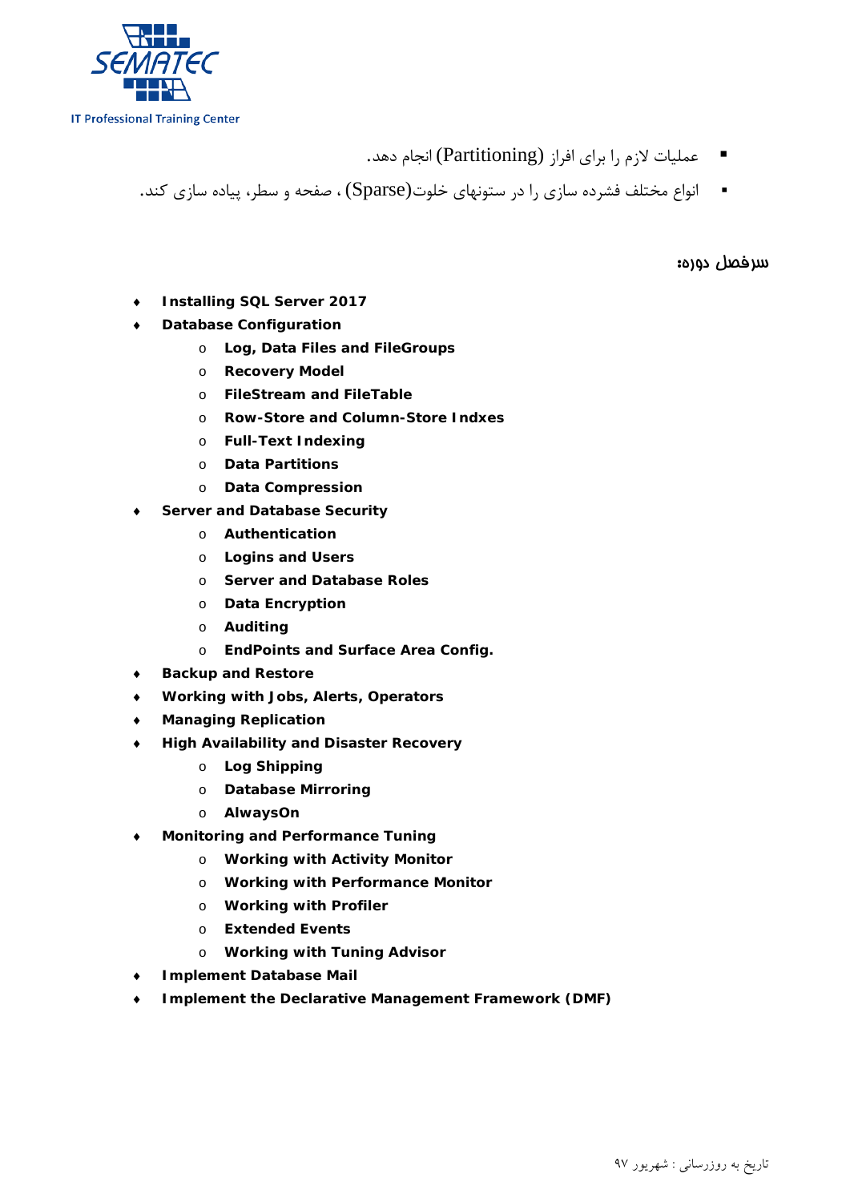- عملیات لازم را برای افراز (Partitioning) انجام دهد.
- انواع مختلف فشرده سازی را در ستونهای خلوت(Sparse) ، صفحه و سطر، پیاده سازی کند.

**سرفصل دوره:**

- **Installing SQL Server 2017**
- **Database Configuration**
  - **Log, Data Files and FileGroups**
  - **Recovery Model**
  - **FileStream and FileTable**
  - **Row-Store and Column-Store Indxes**
  - **Full-Text Indexing**
  - **Data Partitions**
  - **Data Compression**
- **Server and Database Security**
  - **Authentication**
  - **Logins and Users**
  - **Server and Database Roles**
  - **Data Encryption**
  - **Auditing**
  - **EndPoints and Surface Area Config.**
- **Backup and Restore**
- **Working with Jobs, Alerts, Operators**
- **Managing Replication**
- **High Availability and Disaster Recovery**
  - **Log Shipping**
  - **Database Mirroring**
  - **AlwaysOn**
- **Monitoring and Performance Tuning**
  - **Working with Activity Monitor**
  - **Working with Performance Monitor**
  - **Working with Profiler**
  - **Extended Events**
  - **Working with Tuning Advisor**
- **Implement Database Mail**
- **Implement the Declarative Management Framework (DMF)**

تاریخ به روزرسانی : شهریور ۹۷